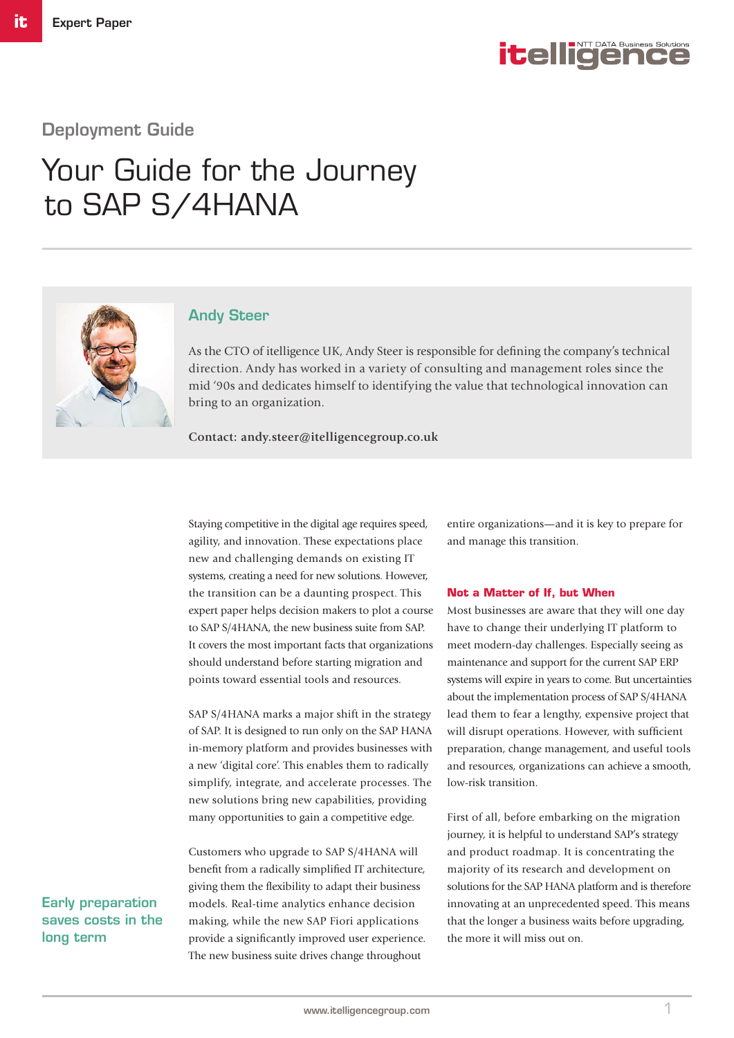Expert Paper

Deployment Guide

# Your Guide for the Journey to SAP S/4HANA

## Andy Steer

As the CTO of itelligence UK, Andy Steer is responsible for defining the company's technical direction. Andy has worked in a variety of consulting and management roles since the mid '90s and dedicates himself to identifying the value that technological innovation can bring to an organization.

**Contact: andy.steer@itelligencegroup.co.uk**

Staying competitive in the digital age requires speed, agility, and innovation. These expectations place new and challenging demands on existing IT systems, creating a need for new solutions. However, the transition can be a daunting prospect. This expert paper helps decision makers to plot a course to SAP S/4HANA, the new business suite from SAP. It covers the most important facts that organizations should understand before starting migration and points toward essential tools and resources.

SAP S/4HANA marks a major shift in the strategy of SAP. It is designed to run only on the SAP HANA in-memory platform and provides businesses with a new 'digital core'. This enables them to radically simplify, integrate, and accelerate processes. The new solutions bring new capabilities, providing many opportunities to gain a competitive edge.

**Early preparation saves costs in the long term**

Customers who upgrade to SAP S/4HANA will benefit from a radically simplified IT architecture, giving them the flexibility to adapt their business models. Real-time analytics enhance decision making, while the new SAP Fiori applications provide a significantly improved user experience. The new business suite drives change throughout entire organizations—and it is key to prepare for and manage this transition.

### Not a Matter of If, but When

Most businesses are aware that they will one day have to change their underlying IT platform to meet modern-day challenges. Especially seeing as maintenance and support for the current SAP ERP systems will expire in years to come. But uncertainties about the implementation process of SAP S/4HANA lead them to fear a lengthy, expensive project that will disrupt operations. However, with sufficient preparation, change management, and useful tools and resources, organizations can achieve a smooth, low-risk transition.

First of all, before embarking on the migration journey, it is helpful to understand SAP's strategy and product roadmap. It is concentrating the majority of its research and development on solutions for the SAP HANA platform and is therefore innovating at an unprecedented speed. This means that the longer a business waits before upgrading, the more it will miss out on.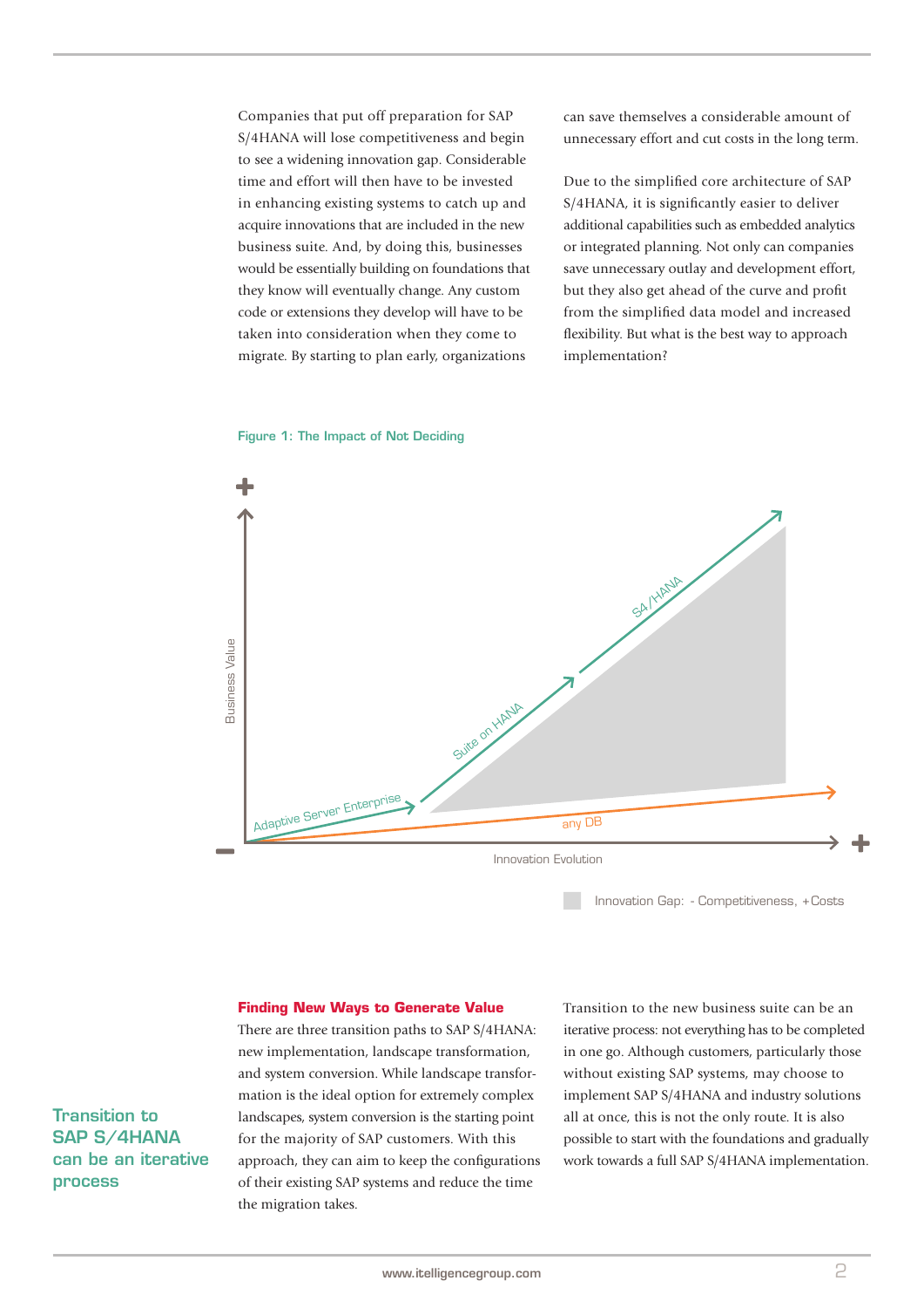Companies that put off preparation for SAP S/4HANA will lose competitiveness and begin to see a widening innovation gap. Considerable time and effort will then have to be invested in enhancing existing systems to catch up and acquire innovations that are included in the new business suite. And, by doing this, businesses would be essentially building on foundations that they know will eventually change. Any custom code or extensions they develop will have to be taken into consideration when they come to migrate. By starting to plan early, organizations can save themselves a considerable amount of unnecessary effort and cut costs in the long term.

Due to the simplified core architecture of SAP S/4HANA, it is significantly easier to deliver additional capabilities such as embedded analytics or integrated planning. Not only can companies save unnecessary outlay and development effort, but they also get ahead of the curve and profit from the simplified data model and increased flexibility. But what is the best way to approach implementation?

Figure 1: The Impact of Not Deciding

Business Value

Adaptive Server Enterprise

Suite on HANA

S4/HANA

any DB

Innovation Evolution

Innovation Gap: - Competitiveness, +Costs

## Finding New Ways to Generate Value

There are three transition paths to SAP S/4HANA: new implementation, landscape transformation, and system conversion. While landscape transformation is the ideal option for extremely complex landscapes, system conversion is the starting point for the majority of SAP customers. With this approach, they can aim to keep the configurations of their existing SAP systems and reduce the time the migration takes.

**Transition to SAP S/4HANA can be an iterative process**

Transition to the new business suite can be an iterative process: not everything has to be completed in one go. Although customers, particularly those without existing SAP systems, may choose to implement SAP S/4HANA and industry solutions all at once, this is not the only route. It is also possible to start with the foundations and gradually work towards a full SAP S/4HANA implementation.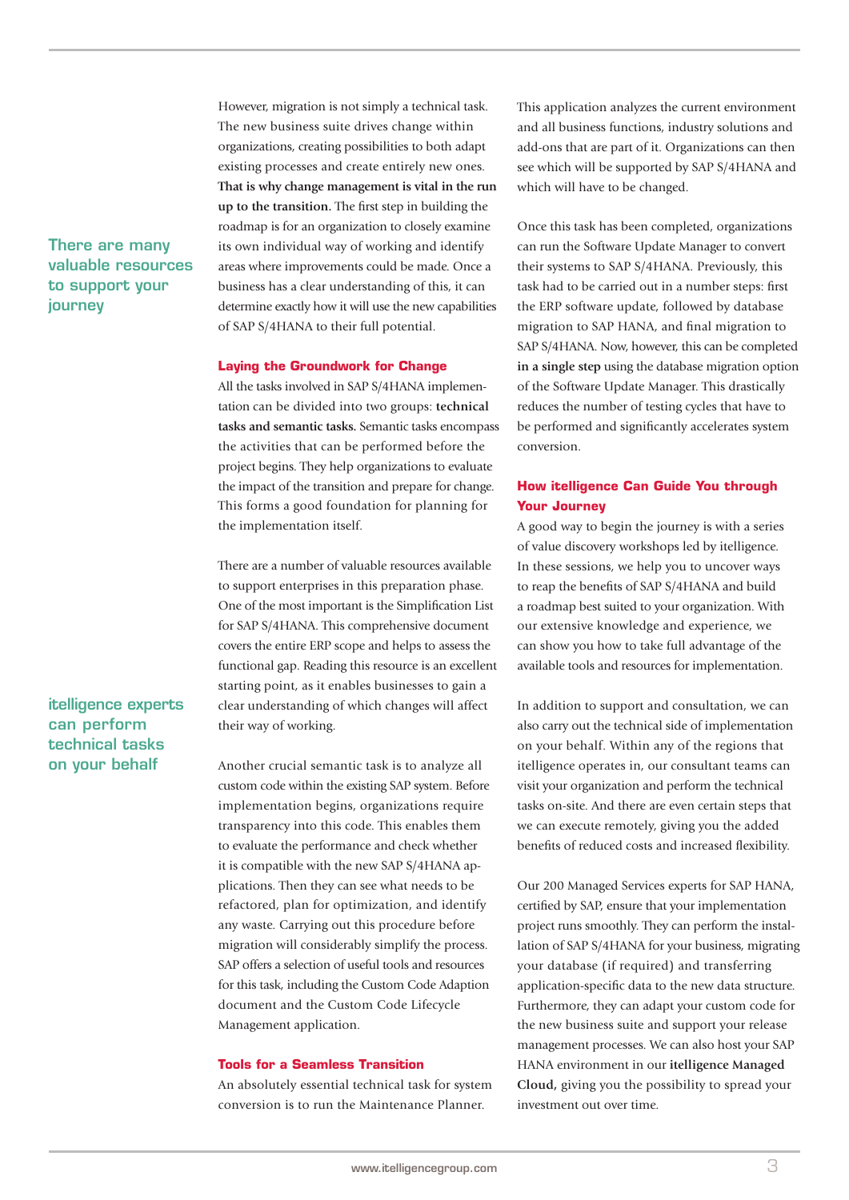However, migration is not simply a technical task. The new business suite drives change within organizations, creating possibilities to both adapt existing processes and create entirely new ones. **That is why change management is vital in the run up to the transition.** The first step in building the roadmap is for an organization to closely examine its own individual way of working and identify areas where improvements could be made. Once a business has a clear understanding of this, it can determine exactly how it will use the new capabilities of SAP S/4HANA to their full potential.

**There are many valuable resources to support your journey**

### Laying the Groundwork for Change

All the tasks involved in SAP S/4HANA implementation can be divided into two groups: **technical tasks and semantic tasks.** Semantic tasks encompass the activities that can be performed before the project begins. They help organizations to evaluate the impact of the transition and prepare for change. This forms a good foundation for planning for the implementation itself.

There are a number of valuable resources available to support enterprises in this preparation phase. One of the most important is the Simplification List for SAP S/4HANA. This comprehensive document covers the entire ERP scope and helps to assess the functional gap. Reading this resource is an excellent starting point, as it enables businesses to gain a clear understanding of which changes will affect their way of working.

**itelligence experts can perform technical tasks on your behalf**

Another crucial semantic task is to analyze all custom code within the existing SAP system. Before implementation begins, organizations require transparency into this code. This enables them to evaluate the performance and check whether it is compatible with the new SAP S/4HANA applications. Then they can see what needs to be refactored, plan for optimization, and identify any waste. Carrying out this procedure before migration will considerably simplify the process. SAP offers a selection of useful tools and resources for this task, including the Custom Code Adaption document and the Custom Code Lifecycle Management application.

### Tools for a Seamless Transition

An absolutely essential technical task for system conversion is to run the Maintenance Planner. This application analyzes the current environment and all business functions, industry solutions and add-ons that are part of it. Organizations can then see which will be supported by SAP S/4HANA and which will have to be changed.

Once this task has been completed, organizations can run the Software Update Manager to convert their systems to SAP S/4HANA. Previously, this task had to be carried out in a number steps: first the ERP software update, followed by database migration to SAP HANA, and final migration to SAP S/4HANA. Now, however, this can be completed **in a single step** using the database migration option of the Software Update Manager. This drastically reduces the number of testing cycles that have to be performed and significantly accelerates system conversion.

### How itelligence Can Guide You through Your Journey

A good way to begin the journey is with a series of value discovery workshops led by itelligence. In these sessions, we help you to uncover ways to reap the benefits of SAP S/4HANA and build a roadmap best suited to your organization. With our extensive knowledge and experience, we can show you how to take full advantage of the available tools and resources for implementation.

In addition to support and consultation, we can also carry out the technical side of implementation on your behalf. Within any of the regions that itelligence operates in, our consultant teams can visit your organization and perform the technical tasks on-site. And there are even certain steps that we can execute remotely, giving you the added benefits of reduced costs and increased flexibility.

Our 200 Managed Services experts for SAP HANA, certified by SAP, ensure that your implementation project runs smoothly. They can perform the installation of SAP S/4HANA for your business, migrating your database (if required) and transferring application-specific data to the new data structure. Furthermore, they can adapt your custom code for the new business suite and support your release management processes. We can also host your SAP HANA environment in our **itelligence Managed Cloud,** giving you the possibility to spread your investment out over time.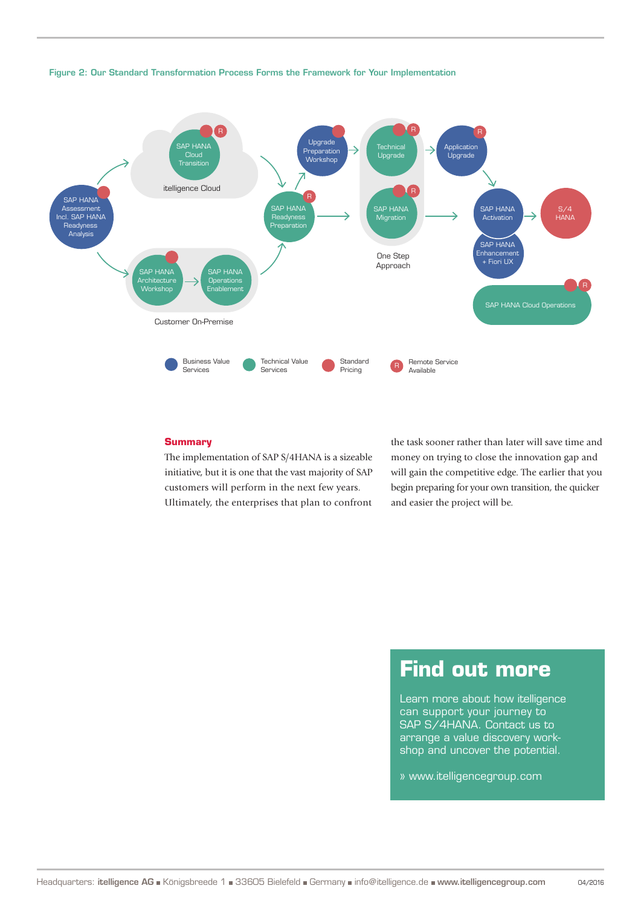**Figure 2: Our Standard Transformation Process Forms the Framework for Your Implementation**

SAP HANA Assessment Incl. SAP HANA Readyness Analysis

SAP HANA Cloud Transition

itelligence Cloud

SAP HANA Architecture Workshop

SAP HANA Operations Enablement

Customer On-Premise

SAP HANA Readyness Preparation

Upgrade Preparation Workshop

Technical Upgrade

SAP HANA Migration

One Step Approach

Application Upgrade

SAP HANA Activation

SAP HANA Enhancement + Fiori UX

S/4 HANA

SAP HANA Cloud Operations

Business Value Services

Technical Value Services

Standard Pricing

R Remote Service Available

## Summary

The implementation of SAP S/4HANA is a sizeable initiative, but it is one that the vast majority of SAP customers will perform in the next few years. Ultimately, the enterprises that plan to confront the task sooner rather than later will save time and money on trying to close the innovation gap and will gain the competitive edge. The earlier that you begin preparing for your own transition, the quicker and easier the project will be.

## Find out more

Learn more about how itelligence can support your journey to SAP S/4HANA. Contact us to arrange a value discovery work­shop and uncover the potential.

» www.itelligencegroup.com

Headquarters: **itelligence AG** ▪ Königsbreede 1 ▪ 33605 Bielefeld ▪ Germany ▪ info@itelligence.de ▪ **www.itelligencegroup.com** 04/2016